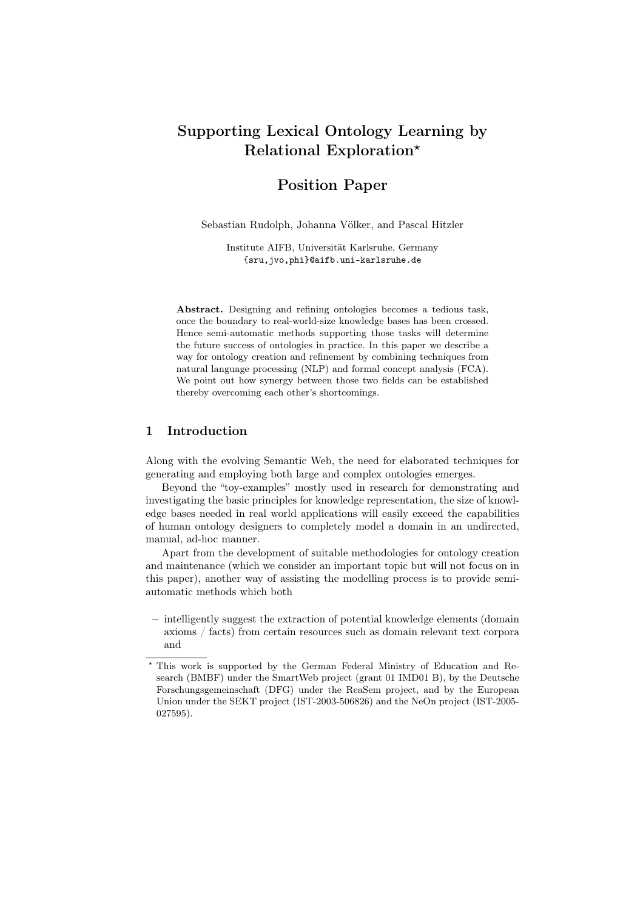# Supporting Lexical Ontology Learning by Relational Exploration*

## Position Paper

Sebastian Rudolph, Johanna Völker, and Pascal Hitzler

Institute AIFB, Universität Karlsruhe, Germany
{sru,jvo,phi}@aifb.uni-karlsruhe.de

**Abstract.** Designing and refining ontologies becomes a tedious task, once the boundary to real-world-size knowledge bases has been crossed. Hence semi-automatic methods supporting those tasks will determine the future success of ontologies in practice. In this paper we describe a way for ontology creation and refinement by combining techniques from natural language processing (NLP) and formal concept analysis (FCA). We point out how synergy between those two fields can be established thereby overcoming each other's shortcomings.

## 1 Introduction

Along with the evolving Semantic Web, the need for elaborated techniques for generating and employing both large and complex ontologies emerges.

Beyond the "toy-examples" mostly used in research for demonstrating and investigating the basic principles for knowledge representation, the size of knowledge bases needed in real world applications will easily exceed the capabilities of human ontology designers to completely model a domain in an undirected, manual, ad-hoc manner.

Apart from the development of suitable methodologies for ontology creation and maintenance (which we consider an important topic but will not focus on in this paper), another way of assisting the modelling process is to provide semi-automatic methods which both

- intelligently suggest the extraction of potential knowledge elements (domain axioms / facts) from certain resources such as domain relevant text corpora and

* This work is supported by the German Federal Ministry of Education and Research (BMBF) under the SmartWeb project (grant 01 IMD01 B), by the Deutsche Forschungsgemeinschaft (DFG) under the ReaSem project, and by the European Union under the SEKT project (IST-2003-506826) and the NeOn project (IST-2005-027595).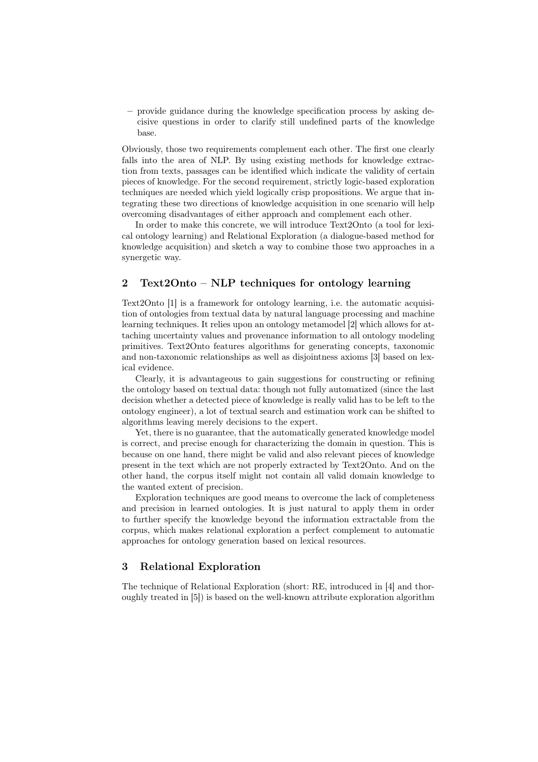- provide guidance during the knowledge specification process by asking decisive questions in order to clarify still undefined parts of the knowledge base.

Obviously, those two requirements complement each other. The first one clearly falls into the area of NLP. By using existing methods for knowledge extraction from texts, passages can be identified which indicate the validity of certain pieces of knowledge. For the second requirement, strictly logic-based exploration techniques are needed which yield logically crisp propositions. We argue that integrating these two directions of knowledge acquisition in one scenario will help overcoming disadvantages of either approach and complement each other.

In order to make this concrete, we will introduce Text2Onto (a tool for lexical ontology learning) and Relational Exploration (a dialogue-based method for knowledge acquisition) and sketch a way to combine those two approaches in a synergetic way.

## 2 Text2Onto – NLP techniques for ontology learning

Text2Onto [1] is a framework for ontology learning, i.e. the automatic acquisition of ontologies from textual data by natural language processing and machine learning techniques. It relies upon an ontology metamodel [2] which allows for attaching uncertainty values and provenance information to all ontology modeling primitives. Text2Onto features algorithms for generating concepts, taxonomic and non-taxonomic relationships as well as disjointness axioms [3] based on lexical evidence.

Clearly, it is advantageous to gain suggestions for constructing or refining the ontology based on textual data: though not fully automatized (since the last decision whether a detected piece of knowledge is really valid has to be left to the ontology engineer), a lot of textual search and estimation work can be shifted to algorithms leaving merely decisions to the expert.

Yet, there is no guarantee, that the automatically generated knowledge model is correct, and precise enough for characterizing the domain in question. This is because on one hand, there might be valid and also relevant pieces of knowledge present in the text which are not properly extracted by Text2Onto. And on the other hand, the corpus itself might not contain all valid domain knowledge to the wanted extent of precision.

Exploration techniques are good means to overcome the lack of completeness and precision in learned ontologies. It is just natural to apply them in order to further specify the knowledge beyond the information extractable from the corpus, which makes relational exploration a perfect complement to automatic approaches for ontology generation based on lexical resources.

## 3 Relational Exploration

The technique of Relational Exploration (short: RE, introduced in [4] and thoroughly treated in [5]) is based on the well-known attribute exploration algorithm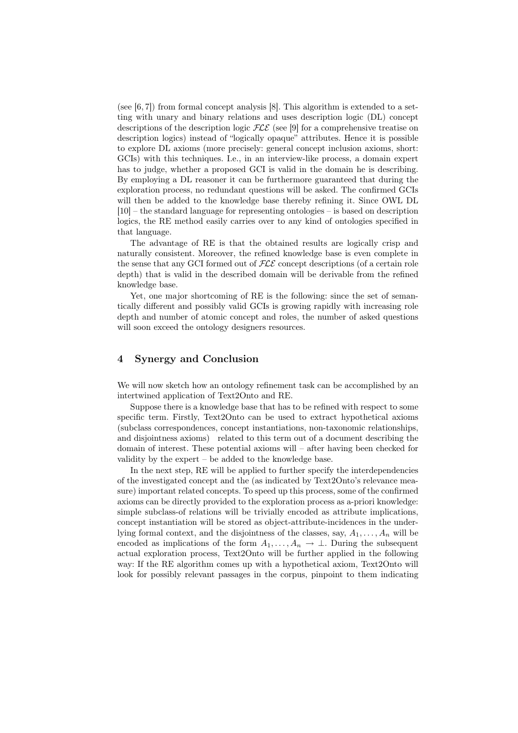(see [6, 7]) from formal concept analysis [8]. This algorithm is extended to a setting with unary and binary relations and uses description logic (DL) concept descriptions of the description logic $\mathcal{FLE}$ (see [9] for a comprehensive treatise on description logics) instead of "logically opaque" attributes. Hence it is possible to explore DL axioms (more precisely: general concept inclusion axioms, short: GCIs) with this techniques. I.e., in an interview-like process, a domain expert has to judge, whether a proposed GCI is valid in the domain he is describing. By employing a DL reasoner it can be furthermore guaranteed that during the exploration process, no redundant questions will be asked. The confirmed GCIs will then be added to the knowledge base thereby refining it. Since OWL DL [10] – the standard language for representing ontologies – is based on description logics, the RE method easily carries over to any kind of ontologies specified in that language.

The advantage of RE is that the obtained results are logically crisp and naturally consistent. Moreover, the refined knowledge base is even complete in the sense that any GCI formed out of $\mathcal{FLE}$ concept descriptions (of a certain role depth) that is valid in the described domain will be derivable from the refined knowledge base.

Yet, one major shortcoming of RE is the following: since the set of semantically different and possibly valid GCIs is growing rapidly with increasing role depth and number of atomic concept and roles, the number of asked questions will soon exceed the ontology designers resources.

## 4 Synergy and Conclusion

We will now sketch how an ontology refinement task can be accomplished by an intertwined application of Text2Onto and RE.

Suppose there is a knowledge base that has to be refined with respect to some specific term. Firstly, Text2Onto can be used to extract hypothetical axioms (subclass correspondences, concept instantiations, non-taxonomic relationships, and disjointness axioms) related to this term out of a document describing the domain of interest. These potential axioms will – after having been checked for validity by the expert – be added to the knowledge base.

In the next step, RE will be applied to further specify the interdependencies of the investigated concept and the (as indicated by Text2Onto's relevance measure) important related concepts. To speed up this process, some of the confirmed axioms can be directly provided to the exploration process as a-priori knowledge: simple subclass-of relations will be trivially encoded as attribute implications, concept instantiation will be stored as object-attribute-incidences in the underlying formal context, and the disjointness of the classes, say, $A_1, \ldots, A_n$ will be encoded as implications of the form $A_1, \ldots, A_n \to \bot$. During the subsequent actual exploration process, Text2Onto will be further applied in the following way: If the RE algorithm comes up with a hypothetical axiom, Text2Onto will look for possibly relevant passages in the corpus, pinpoint to them indicating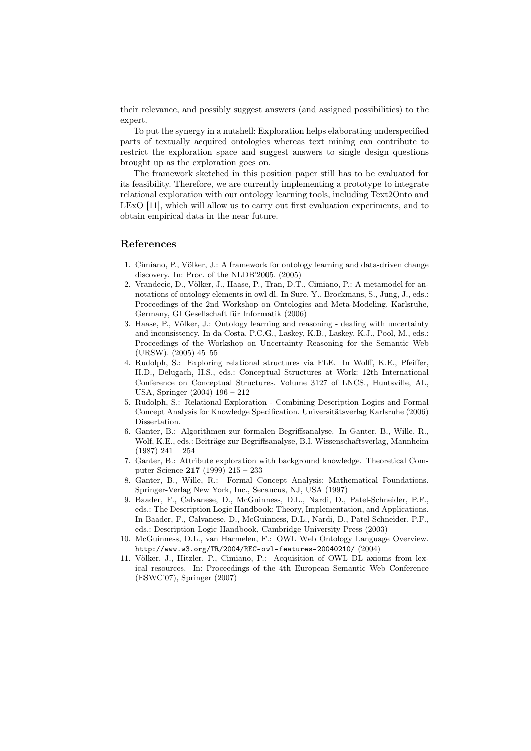their relevance, and possibly suggest answers (and assigned possibilities) to the expert.

To put the synergy in a nutshell: Exploration helps elaborating underspecified parts of textually acquired ontologies whereas text mining can contribute to restrict the exploration space and suggest answers to single design questions brought up as the exploration goes on.

The framework sketched in this position paper still has to be evaluated for its feasibility. Therefore, we are currently implementing a prototype to integrate relational exploration with our ontology learning tools, including Text2Onto and LExO [11], which will allow us to carry out first evaluation experiments, and to obtain empirical data in the near future.

## References

1. Cimiano, P., Völker, J.: A framework for ontology learning and data-driven change discovery. In: Proc. of the NLDB'2005. (2005)
2. Vrandecic, D., Völker, J., Haase, P., Tran, D.T., Cimiano, P.: A metamodel for annotations of ontology elements in owl dl. In Sure, Y., Brockmans, S., Jung, J., eds.: Proceedings of the 2nd Workshop on Ontologies and Meta-Modeling, Karlsruhe, Germany, GI Gesellschaft für Informatik (2006)
3. Haase, P., Völker, J.: Ontology learning and reasoning - dealing with uncertainty and inconsistency. In da Costa, P.C.G., Laskey, K.B., Laskey, K.J., Pool, M., eds.: Proceedings of the Workshop on Uncertainty Reasoning for the Semantic Web (URSW). (2005) 45–55
4. Rudolph, S.: Exploring relational structures via FLE. In Wolff, K.E., Pfeiffer, H.D., Delugach, H.S., eds.: Conceptual Structures at Work: 12th International Conference on Conceptual Structures. Volume 3127 of LNCS., Huntsville, AL, USA, Springer (2004) 196 – 212
5. Rudolph, S.: Relational Exploration - Combining Description Logics and Formal Concept Analysis for Knowledge Specification. Universitätsverlag Karlsruhe (2006) Dissertation.
6. Ganter, B.: Algorithmen zur formalen Begriffsanalyse. In Ganter, B., Wille, R., Wolf, K.E., eds.: Beiträge zur Begriffsanalyse, B.I. Wissenschaftsverlag, Mannheim (1987) 241 – 254
7. Ganter, B.: Attribute exploration with background knowledge. Theoretical Computer Science **217** (1999) 215 – 233
8. Ganter, B., Wille, R.: Formal Concept Analysis: Mathematical Foundations. Springer-Verlag New York, Inc., Secaucus, NJ, USA (1997)
9. Baader, F., Calvanese, D., McGuinness, D.L., Nardi, D., Patel-Schneider, P.F., eds.: The Description Logic Handbook: Theory, Implementation, and Applications. In Baader, F., Calvanese, D., McGuinness, D.L., Nardi, D., Patel-Schneider, P.F., eds.: Description Logic Handbook, Cambridge University Press (2003)
10. McGuinness, D.L., van Harmelen, F.: OWL Web Ontology Language Overview. `http://www.w3.org/TR/2004/REC-owl-features-20040210/` (2004)
11. Völker, J., Hitzler, P., Cimiano, P.: Acquisition of OWL DL axioms from lexical resources. In: Proceedings of the 4th European Semantic Web Conference (ESWC'07), Springer (2007)